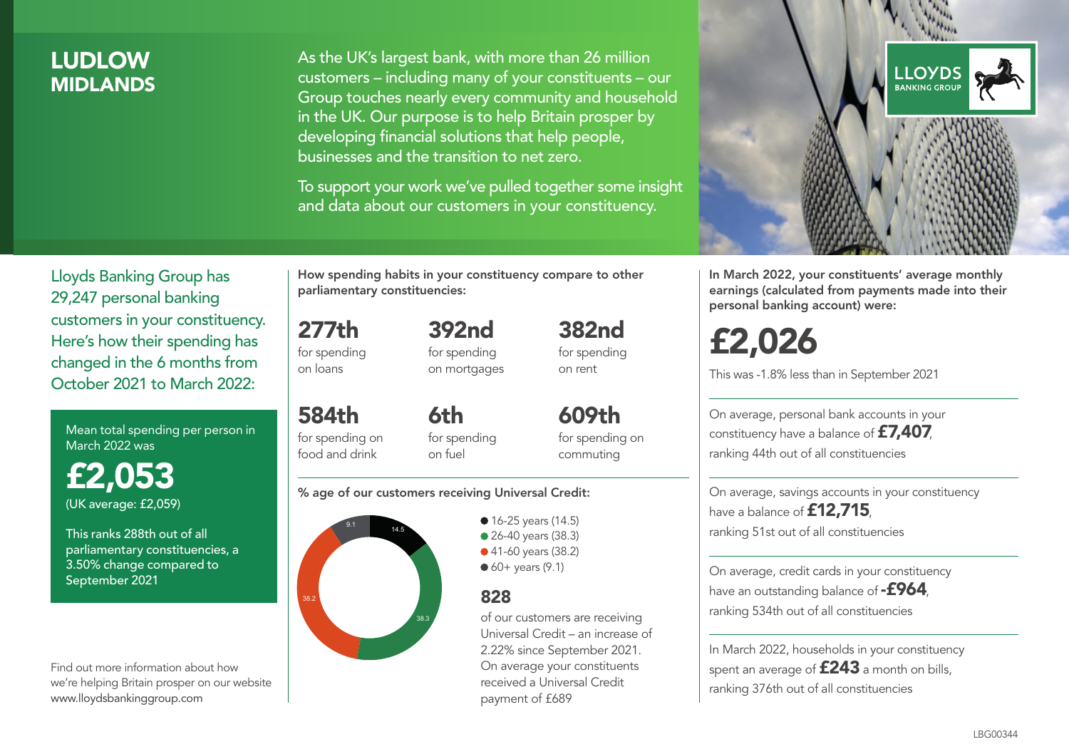# LUDLOW MIDLANDS

As the UK's largest bank, with more than 26 million customers – including many of your constituents – our Group touches nearly every community and household in the UK. Our purpose is to help Britain prosper by developing financial solutions that help people, businesses and the transition to net zero.

To support your work we've pulled together some insight and data about our customers in your constituency.

LLOYDS BANKING GROUP

Lloyds Banking Group has 29,247 personal banking customers in your constituency. Here's how their spending has changed in the 6 months from October 2021 to March 2022:

Mean total spending per person in March 2022 was

**£2,053**

(UK average: £2,059)

This ranks 288th out of all parliamentary constituencies, a 3.50% change compared to September 2021

Find out more information about how we're helping Britain prosper on our website www.lloydsbankinggroup.com

**How spending habits in your constituency compare to other parliamentary constituencies:**

**277th** for spending on loans

**392nd** for spending on mortgages

**382nd** for spending on rent

**584th** for spending on food and drink

**6th** for spending on fuel

**609th** for spending on commuting

**% age of our customers receiving Universal Credit:**

- 16-25 years (14.5)
- 26-40 years (38.3)
- 41-60 years (38.2)
- 60+ years (9.1)

**828**

of our customers are receiving Universal Credit – an increase of 2.22% since September 2021. On average your constituents received a Universal Credit payment of £689

**In March 2022, your constituents' average monthly earnings (calculated from payments made into their personal banking account) were:**

**£2,026**

This was -1.8% less than in September 2021

On average, personal bank accounts in your constituency have a balance of **£7,407**, ranking 44th out of all constituencies

On average, savings accounts in your constituency have a balance of **£12,715**, ranking 51st out of all constituencies

On average, credit cards in your constituency have an outstanding balance of **-£964**, ranking 534th out of all constituencies

In March 2022, households in your constituency spent an average of **£243** a month on bills, ranking 376th out of all constituencies

LBG00344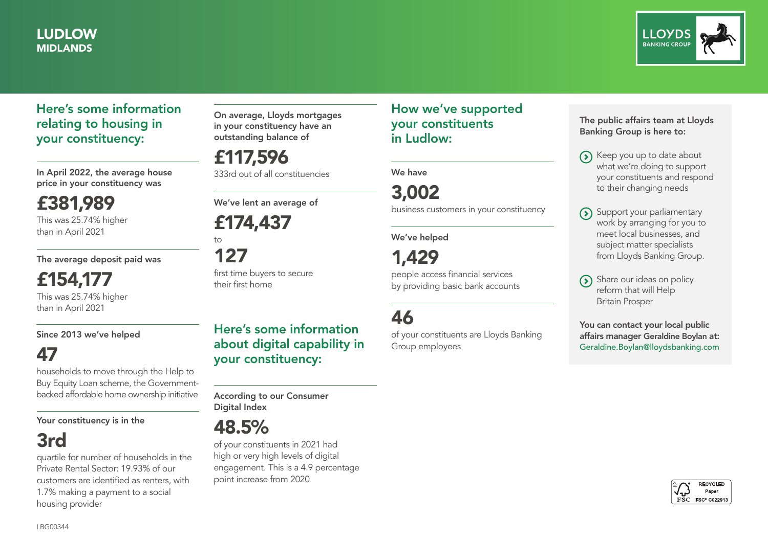# LUDLOW
## MIDLANDS

LLOYDS BANKING GROUP

## Here's some information relating to housing in your constituency:

**In April 2022, the average house price in your constituency was**

# £381,989

This was 25.74% higher than in April 2021

**The average deposit paid was**

# £154,177

This was 25.74% higher than in April 2021

**Since 2013 we've helped**

# 47

households to move through the Help to Buy Equity Loan scheme, the Government-backed affordable home ownership initiative

**Your constituency is in the**

# 3rd

quartile for number of households in the Private Rental Sector: 19.93% of our customers are identified as renters, with 1.7% making a payment to a social housing provider

**On average, Lloyds mortgages in your constituency have an outstanding balance of**

# £117,596

333rd out of all constituencies

**We've lent an average of**

# £174,437

to

# 127

first time buyers to secure their first home

## Here's some information about digital capability in your constituency:

**According to our Consumer Digital Index**

# 48.5%

of your constituents in 2021 had high or very high levels of digital engagement. This is a 4.9 percentage point increase from 2020

## How we've supported your constituents in Ludlow:

**We have**

# 3,002

business customers in your constituency

**We've helped**

# 1,429

people access financial services by providing basic bank accounts

# 46

of your constituents are Lloyds Banking Group employees

**The public affairs team at Lloyds Banking Group is here to:**

- Keep you up to date about what we're doing to support your constituents and respond to their changing needs
- Support your parliamentary work by arranging for you to meet local businesses, and subject matter specialists from Lloyds Banking Group.
- Share our ideas on policy reform that will Help Britain Prosper

**You can contact your local public affairs manager Geraldine Boylan at:**
Geraldine.Boylan@lloydsbanking.com

RECYCLED Paper FSC® C022913

LBG00344